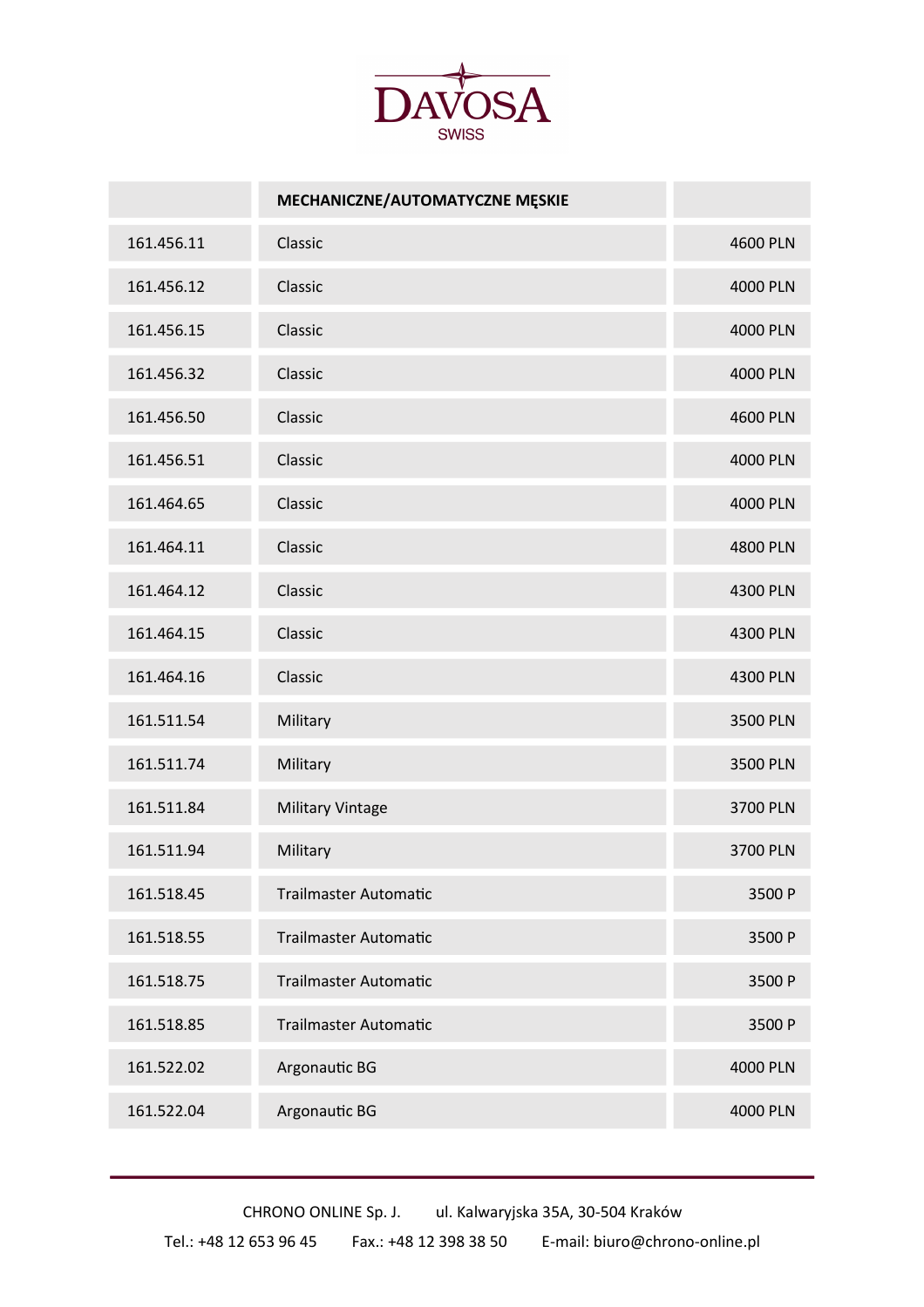# DAVOSA

SWISS

| | MECHANICZNE/AUTOMATYCZNE MĘSKIE | |
|---|---|---|
| 161.456.11 | Classic | 4600 PLN |
| 161.456.12 | Classic | 4000 PLN |
| 161.456.15 | Classic | 4000 PLN |
| 161.456.32 | Classic | 4000 PLN |
| 161.456.50 | Classic | 4600 PLN |
| 161.456.51 | Classic | 4000 PLN |
| 161.464.65 | Classic | 4000 PLN |
| 161.464.11 | Classic | 4800 PLN |
| 161.464.12 | Classic | 4300 PLN |
| 161.464.15 | Classic | 4300 PLN |
| 161.464.16 | Classic | 4300 PLN |
| 161.511.54 | Military | 3500 PLN |
| 161.511.74 | Military | 3500 PLN |
| 161.511.84 | Military Vintage | 3700 PLN |
| 161.511.94 | Military | 3700 PLN |
| 161.518.45 | Trailmaster Automatic | 3500 P |
| 161.518.55 | Trailmaster Automatic | 3500 P |
| 161.518.75 | Trailmaster Automatic | 3500 P |
| 161.518.85 | Trailmaster Automatic | 3500 P |
| 161.522.02 | Argonautic BG | 4000 PLN |
| 161.522.04 | Argonautic BG | 4000 PLN |

CHRONO ONLINE Sp. J. ul. Kalwaryjska 35A, 30-504 Kraków

Tel.: +48 12 653 96 45 Fax.: +48 12 398 38 50 E-mail: biuro@chrono-online.pl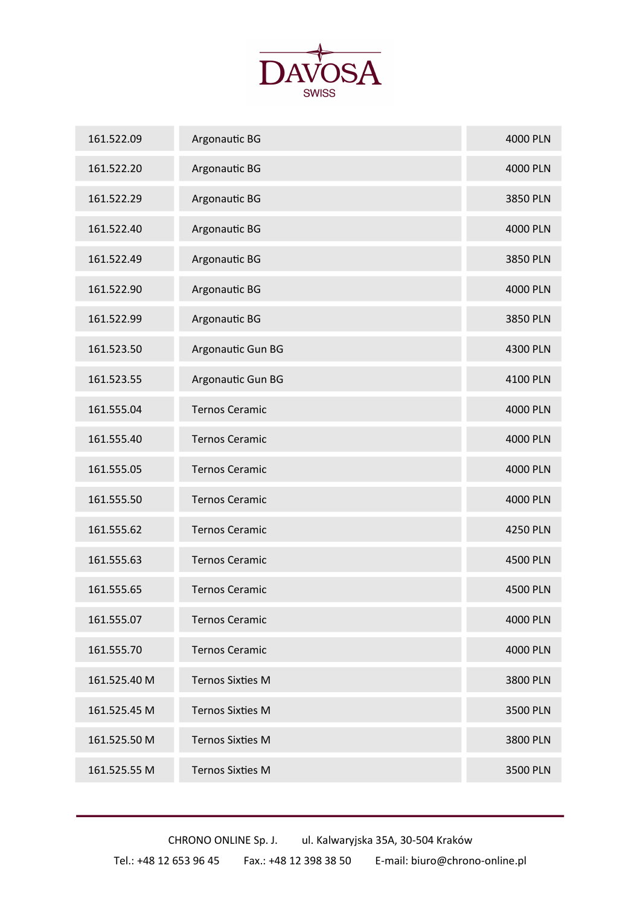| 161.522.09 | Argonautic BG | 4000 PLN |
|---|---|---|
| 161.522.20 | Argonautic BG | 4000 PLN |
| 161.522.29 | Argonautic BG | 3850 PLN |
| 161.522.40 | Argonautic BG | 4000 PLN |
| 161.522.49 | Argonautic BG | 3850 PLN |
| 161.522.90 | Argonautic BG | 4000 PLN |
| 161.522.99 | Argonautic BG | 3850 PLN |
| 161.523.50 | Argonautic Gun BG | 4300 PLN |
| 161.523.55 | Argonautic Gun BG | 4100 PLN |
| 161.555.04 | Ternos Ceramic | 4000 PLN |
| 161.555.40 | Ternos Ceramic | 4000 PLN |
| 161.555.05 | Ternos Ceramic | 4000 PLN |
| 161.555.50 | Ternos Ceramic | 4000 PLN |
| 161.555.62 | Ternos Ceramic | 4250 PLN |
| 161.555.63 | Ternos Ceramic | 4500 PLN |
| 161.555.65 | Ternos Ceramic | 4500 PLN |
| 161.555.07 | Ternos Ceramic | 4000 PLN |
| 161.555.70 | Ternos Ceramic | 4000 PLN |
| 161.525.40 M | Ternos Sixties M | 3800 PLN |
| 161.525.45 M | Ternos Sixties M | 3500 PLN |
| 161.525.50 M | Ternos Sixties M | 3800 PLN |
| 161.525.55 M | Ternos Sixties M | 3500 PLN |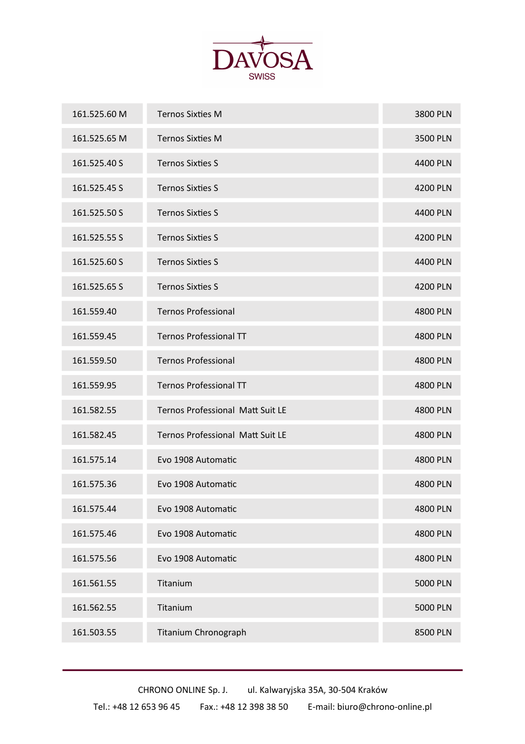DAVOSA
SWISS

| | | |
|---|---|---|
| 161.525.60 M | Ternos Sixties M | 3800 PLN |
| 161.525.65 M | Ternos Sixties M | 3500 PLN |
| 161.525.40 S | Ternos Sixties S | 4400 PLN |
| 161.525.45 S | Ternos Sixties S | 4200 PLN |
| 161.525.50 S | Ternos Sixties S | 4400 PLN |
| 161.525.55 S | Ternos Sixties S | 4200 PLN |
| 161.525.60 S | Ternos Sixties S | 4400 PLN |
| 161.525.65 S | Ternos Sixties S | 4200 PLN |
| 161.559.40 | Ternos Professional | 4800 PLN |
| 161.559.45 | Ternos Professional TT | 4800 PLN |
| 161.559.50 | Ternos Professional | 4800 PLN |
| 161.559.95 | Ternos Professional TT | 4800 PLN |
| 161.582.55 | Ternos Professional Matt Suit LE | 4800 PLN |
| 161.582.45 | Ternos Professional Matt Suit LE | 4800 PLN |
| 161.575.14 | Evo 1908 Automatic | 4800 PLN |
| 161.575.36 | Evo 1908 Automatic | 4800 PLN |
| 161.575.44 | Evo 1908 Automatic | 4800 PLN |
| 161.575.46 | Evo 1908 Automatic | 4800 PLN |
| 161.575.56 | Evo 1908 Automatic | 4800 PLN |
| 161.561.55 | Titanium | 5000 PLN |
| 161.562.55 | Titanium | 5000 PLN |
| 161.503.55 | Titanium Chronograph | 8500 PLN |

CHRONO ONLINE Sp. J. ul. Kalwaryjska 35A, 30-504 Kraków

Tel.: +48 12 653 96 45 Fax.: +48 12 398 38 50 E-mail: biuro@chrono-online.pl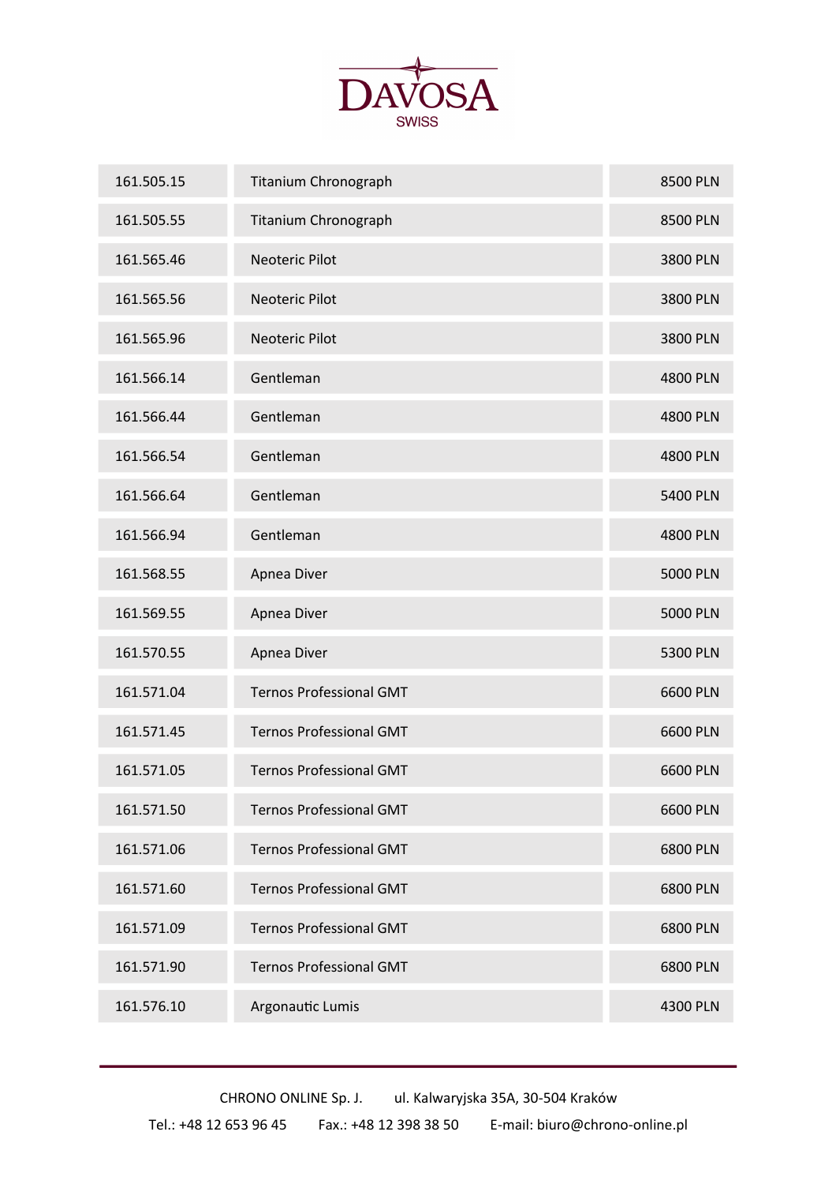DAVOSA SWISS

| | | |
|---|---|---|
| 161.505.15 | Titanium Chronograph | 8500 PLN |
| 161.505.55 | Titanium Chronograph | 8500 PLN |
| 161.565.46 | Neoteric Pilot | 3800 PLN |
| 161.565.56 | Neoteric Pilot | 3800 PLN |
| 161.565.96 | Neoteric Pilot | 3800 PLN |
| 161.566.14 | Gentleman | 4800 PLN |
| 161.566.44 | Gentleman | 4800 PLN |
| 161.566.54 | Gentleman | 4800 PLN |
| 161.566.64 | Gentleman | 5400 PLN |
| 161.566.94 | Gentleman | 4800 PLN |
| 161.568.55 | Apnea Diver | 5000 PLN |
| 161.569.55 | Apnea Diver | 5000 PLN |
| 161.570.55 | Apnea Diver | 5300 PLN |
| 161.571.04 | Ternos Professional GMT | 6600 PLN |
| 161.571.45 | Ternos Professional GMT | 6600 PLN |
| 161.571.05 | Ternos Professional GMT | 6600 PLN |
| 161.571.50 | Ternos Professional GMT | 6600 PLN |
| 161.571.06 | Ternos Professional GMT | 6800 PLN |
| 161.571.60 | Ternos Professional GMT | 6800 PLN |
| 161.571.09 | Ternos Professional GMT | 6800 PLN |
| 161.571.90 | Ternos Professional GMT | 6800 PLN |
| 161.576.10 | Argonautic Lumis | 4300 PLN |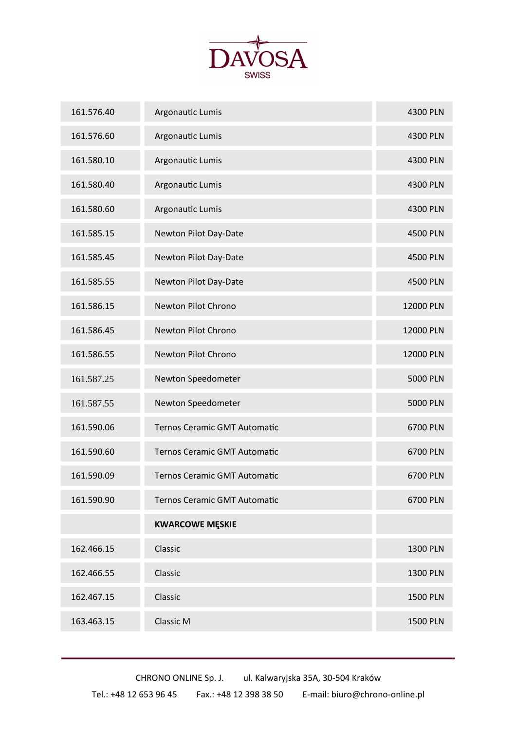DAVOSA
SWISS

| | | |
|---|---|---|
| 161.576.40 | Argonautic Lumis | 4300 PLN |
| 161.576.60 | Argonautic Lumis | 4300 PLN |
| 161.580.10 | Argonautic Lumis | 4300 PLN |
| 161.580.40 | Argonautic Lumis | 4300 PLN |
| 161.580.60 | Argonautic Lumis | 4300 PLN |
| 161.585.15 | Newton Pilot Day-Date | 4500 PLN |
| 161.585.45 | Newton Pilot Day-Date | 4500 PLN |
| 161.585.55 | Newton Pilot Day-Date | 4500 PLN |
| 161.586.15 | Newton Pilot Chrono | 12000 PLN |
| 161.586.45 | Newton Pilot Chrono | 12000 PLN |
| 161.586.55 | Newton Pilot Chrono | 12000 PLN |
| 161.587.25 | Newton Speedometer | 5000 PLN |
| 161.587.55 | Newton Speedometer | 5000 PLN |
| 161.590.06 | Ternos Ceramic GMT Automatic | 6700 PLN |
| 161.590.60 | Ternos Ceramic GMT Automatic | 6700 PLN |
| 161.590.09 | Ternos Ceramic GMT Automatic | 6700 PLN |
| 161.590.90 | Ternos Ceramic GMT Automatic | 6700 PLN |
| | **KWARCOWE MĘSKIE** | |
| 162.466.15 | Classic | 1300 PLN |
| 162.466.55 | Classic | 1300 PLN |
| 162.467.15 | Classic | 1500 PLN |
| 163.463.15 | Classic M | 1500 PLN |

CHRONO ONLINE Sp. J. ul. Kalwaryjska 35A, 30-504 Kraków
Tel.: +48 12 653 96 45 Fax.: +48 12 398 38 50 E-mail: biuro@chrono-online.pl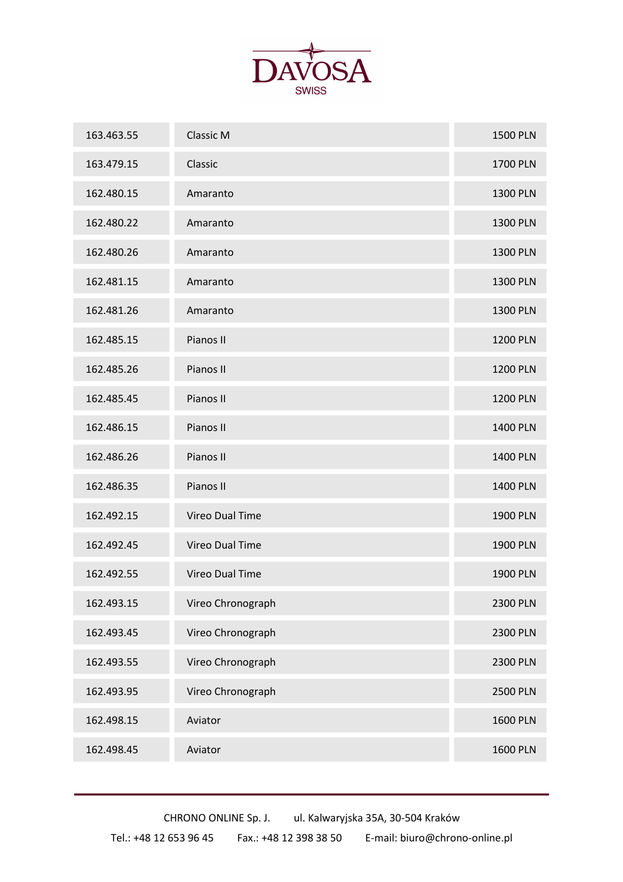# DAVOSA
SWISS

| | | |
|---|---|---|
| 163.463.55 | Classic M | 1500 PLN |
| 163.479.15 | Classic | 1700 PLN |
| 162.480.15 | Amaranto | 1300 PLN |
| 162.480.22 | Amaranto | 1300 PLN |
| 162.480.26 | Amaranto | 1300 PLN |
| 162.481.15 | Amaranto | 1300 PLN |
| 162.481.26 | Amaranto | 1300 PLN |
| 162.485.15 | Pianos II | 1200 PLN |
| 162.485.26 | Pianos II | 1200 PLN |
| 162.485.45 | Pianos II | 1200 PLN |
| 162.486.15 | Pianos II | 1400 PLN |
| 162.486.26 | Pianos II | 1400 PLN |
| 162.486.35 | Pianos II | 1400 PLN |
| 162.492.15 | Vireo Dual Time | 1900 PLN |
| 162.492.45 | Vireo Dual Time | 1900 PLN |
| 162.492.55 | Vireo Dual Time | 1900 PLN |
| 162.493.15 | Vireo Chronograph | 2300 PLN |
| 162.493.45 | Vireo Chronograph | 2300 PLN |
| 162.493.55 | Vireo Chronograph | 2300 PLN |
| 162.493.95 | Vireo Chronograph | 2500 PLN |
| 162.498.15 | Aviator | 1600 PLN |
| 162.498.45 | Aviator | 1600 PLN |

CHRONO ONLINE Sp. J. ul. Kalwaryjska 35A, 30-504 Kraków

Tel.: +48 12 653 96 45 Fax.: +48 12 398 38 50 E-mail: biuro@chrono-online.pl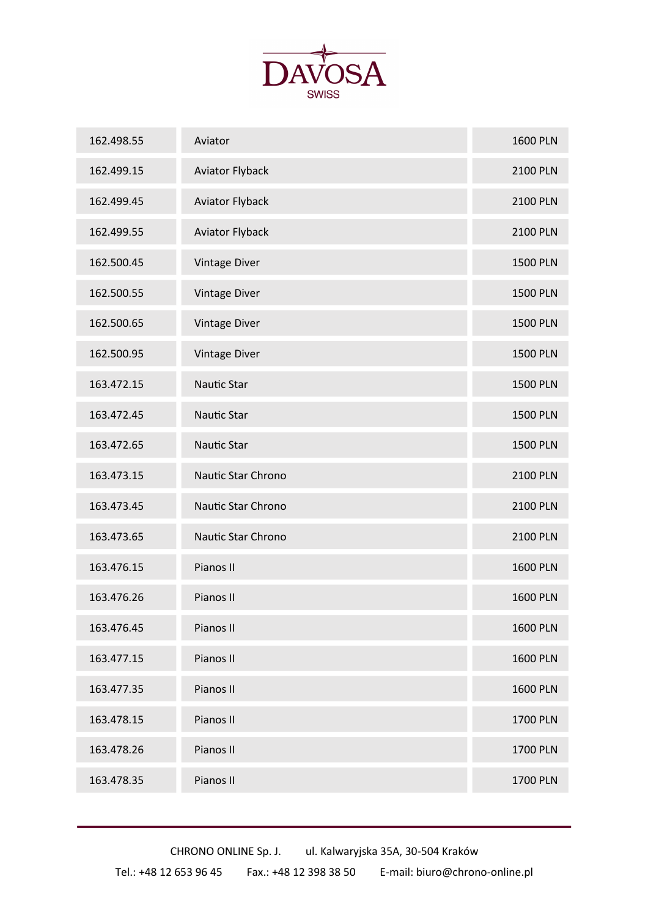DAVOSA SWISS

| 162.498.55 | Aviator | 1600 PLN |
|---|---|---|
| 162.499.15 | Aviator Flyback | 2100 PLN |
| 162.499.45 | Aviator Flyback | 2100 PLN |
| 162.499.55 | Aviator Flyback | 2100 PLN |
| 162.500.45 | Vintage Diver | 1500 PLN |
| 162.500.55 | Vintage Diver | 1500 PLN |
| 162.500.65 | Vintage Diver | 1500 PLN |
| 162.500.95 | Vintage Diver | 1500 PLN |
| 163.472.15 | Nautic Star | 1500 PLN |
| 163.472.45 | Nautic Star | 1500 PLN |
| 163.472.65 | Nautic Star | 1500 PLN |
| 163.473.15 | Nautic Star Chrono | 2100 PLN |
| 163.473.45 | Nautic Star Chrono | 2100 PLN |
| 163.473.65 | Nautic Star Chrono | 2100 PLN |
| 163.476.15 | Pianos II | 1600 PLN |
| 163.476.26 | Pianos II | 1600 PLN |
| 163.476.45 | Pianos II | 1600 PLN |
| 163.477.15 | Pianos II | 1600 PLN |
| 163.477.35 | Pianos II | 1600 PLN |
| 163.478.15 | Pianos II | 1700 PLN |
| 163.478.26 | Pianos II | 1700 PLN |
| 163.478.35 | Pianos II | 1700 PLN |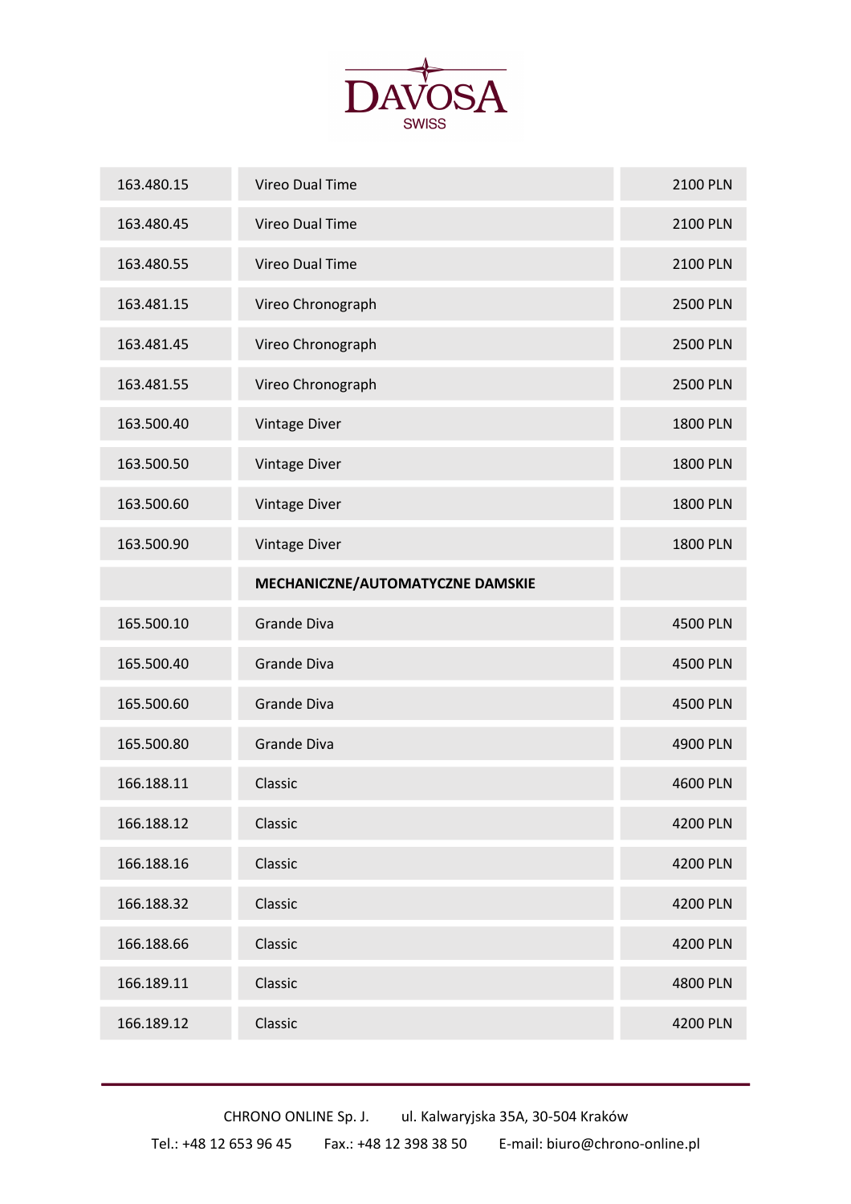DAVOSA

SWISS

| | | |
|---|---|---|
| 163.480.15 | Vireo Dual Time | 2100 PLN |
| 163.480.45 | Vireo Dual Time | 2100 PLN |
| 163.480.55 | Vireo Dual Time | 2100 PLN |
| 163.481.15 | Vireo Chronograph | 2500 PLN |
| 163.481.45 | Vireo Chronograph | 2500 PLN |
| 163.481.55 | Vireo Chronograph | 2500 PLN |
| 163.500.40 | Vintage Diver | 1800 PLN |
| 163.500.50 | Vintage Diver | 1800 PLN |
| 163.500.60 | Vintage Diver | 1800 PLN |
| 163.500.90 | Vintage Diver | 1800 PLN |
| | **MECHANICZNE/AUTOMATYCZNE DAMSKIE** | |
| 165.500.10 | Grande Diva | 4500 PLN |
| 165.500.40 | Grande Diva | 4500 PLN |
| 165.500.60 | Grande Diva | 4500 PLN |
| 165.500.80 | Grande Diva | 4900 PLN |
| 166.188.11 | Classic | 4600 PLN |
| 166.188.12 | Classic | 4200 PLN |
| 166.188.16 | Classic | 4200 PLN |
| 166.188.32 | Classic | 4200 PLN |
| 166.188.66 | Classic | 4200 PLN |
| 166.189.11 | Classic | 4800 PLN |
| 166.189.12 | Classic | 4200 PLN |

CHRONO ONLINE Sp. J. ul. Kalwaryjska 35A, 30-504 Kraków

Tel.: +48 12 653 96 45 Fax.: +48 12 398 38 50 E-mail: biuro@chrono-online.pl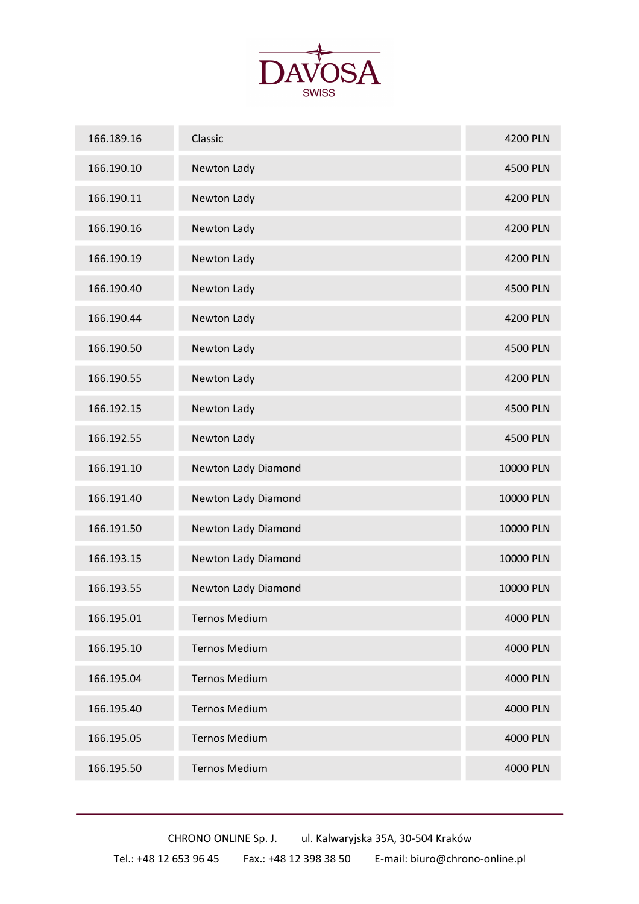DAVOSA
SWISS

| | | |
|---|---|---|
| 166.189.16 | Classic | 4200 PLN |
| 166.190.10 | Newton Lady | 4500 PLN |
| 166.190.11 | Newton Lady | 4200 PLN |
| 166.190.16 | Newton Lady | 4200 PLN |
| 166.190.19 | Newton Lady | 4200 PLN |
| 166.190.40 | Newton Lady | 4500 PLN |
| 166.190.44 | Newton Lady | 4200 PLN |
| 166.190.50 | Newton Lady | 4500 PLN |
| 166.190.55 | Newton Lady | 4200 PLN |
| 166.192.15 | Newton Lady | 4500 PLN |
| 166.192.55 | Newton Lady | 4500 PLN |
| 166.191.10 | Newton Lady Diamond | 10000 PLN |
| 166.191.40 | Newton Lady Diamond | 10000 PLN |
| 166.191.50 | Newton Lady Diamond | 10000 PLN |
| 166.193.15 | Newton Lady Diamond | 10000 PLN |
| 166.193.55 | Newton Lady Diamond | 10000 PLN |
| 166.195.01 | Ternos Medium | 4000 PLN |
| 166.195.10 | Ternos Medium | 4000 PLN |
| 166.195.04 | Ternos Medium | 4000 PLN |
| 166.195.40 | Ternos Medium | 4000 PLN |
| 166.195.05 | Ternos Medium | 4000 PLN |
| 166.195.50 | Ternos Medium | 4000 PLN |

CHRONO ONLINE Sp. J. ul. Kalwaryjska 35A, 30-504 Kraków
Tel.: +48 12 653 96 45 Fax.: +48 12 398 38 50 E-mail: biuro@chrono-online.pl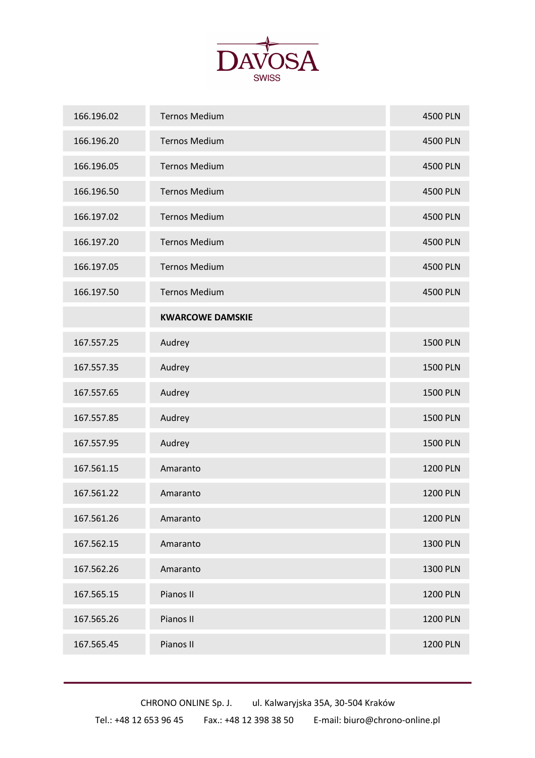DAVOSA SWISS

| | | |
|---|---|---|
| 166.196.02 | Ternos Medium | 4500 PLN |
| 166.196.20 | Ternos Medium | 4500 PLN |
| 166.196.05 | Ternos Medium | 4500 PLN |
| 166.196.50 | Ternos Medium | 4500 PLN |
| 166.197.02 | Ternos Medium | 4500 PLN |
| 166.197.20 | Ternos Medium | 4500 PLN |
| 166.197.05 | Ternos Medium | 4500 PLN |
| 166.197.50 | Ternos Medium | 4500 PLN |
| | **KWARCOWE DAMSKIE** | |
| 167.557.25 | Audrey | 1500 PLN |
| 167.557.35 | Audrey | 1500 PLN |
| 167.557.65 | Audrey | 1500 PLN |
| 167.557.85 | Audrey | 1500 PLN |
| 167.557.95 | Audrey | 1500 PLN |
| 167.561.15 | Amaranto | 1200 PLN |
| 167.561.22 | Amaranto | 1200 PLN |
| 167.561.26 | Amaranto | 1200 PLN |
| 167.562.15 | Amaranto | 1300 PLN |
| 167.562.26 | Amaranto | 1300 PLN |
| 167.565.15 | Pianos II | 1200 PLN |
| 167.565.26 | Pianos II | 1200 PLN |
| 167.565.45 | Pianos II | 1200 PLN |

CHRONO ONLINE Sp. J. ul. Kalwaryjska 35A, 30-504 Kraków

Tel.: +48 12 653 96 45 Fax.: +48 12 398 38 50 E-mail: biuro@chrono-online.pl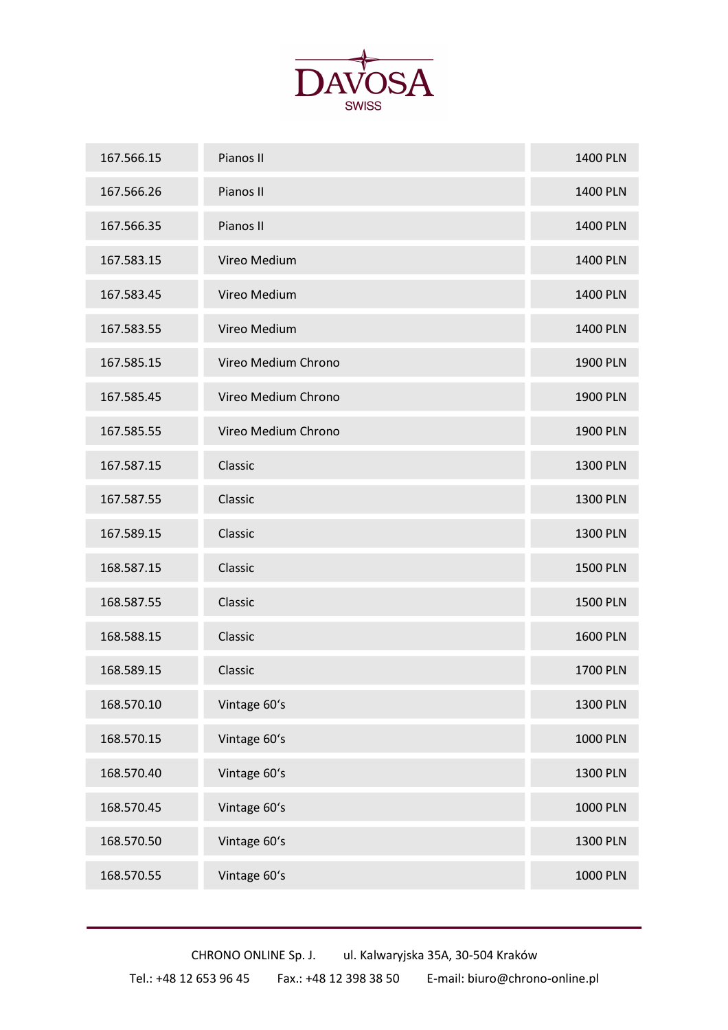DAVOSA SWISS

| 167.566.15 | Pianos II | 1400 PLN |
|---|---|---|
| 167.566.26 | Pianos II | 1400 PLN |
| 167.566.35 | Pianos II | 1400 PLN |
| 167.583.15 | Vireo Medium | 1400 PLN |
| 167.583.45 | Vireo Medium | 1400 PLN |
| 167.583.55 | Vireo Medium | 1400 PLN |
| 167.585.15 | Vireo Medium Chrono | 1900 PLN |
| 167.585.45 | Vireo Medium Chrono | 1900 PLN |
| 167.585.55 | Vireo Medium Chrono | 1900 PLN |
| 167.587.15 | Classic | 1300 PLN |
| 167.587.55 | Classic | 1300 PLN |
| 167.589.15 | Classic | 1300 PLN |
| 168.587.15 | Classic | 1500 PLN |
| 168.587.55 | Classic | 1500 PLN |
| 168.588.15 | Classic | 1600 PLN |
| 168.589.15 | Classic | 1700 PLN |
| 168.570.10 | Vintage 60's | 1300 PLN |
| 168.570.15 | Vintage 60's | 1000 PLN |
| 168.570.40 | Vintage 60's | 1300 PLN |
| 168.570.45 | Vintage 60's | 1000 PLN |
| 168.570.50 | Vintage 60's | 1300 PLN |
| 168.570.55 | Vintage 60's | 1000 PLN |

CHRONO ONLINE Sp. J. ul. Kalwaryjska 35A, 30-504 Kraków

Tel.: +48 12 653 96 45 Fax.: +48 12 398 38 50 E-mail: biuro@chrono-online.pl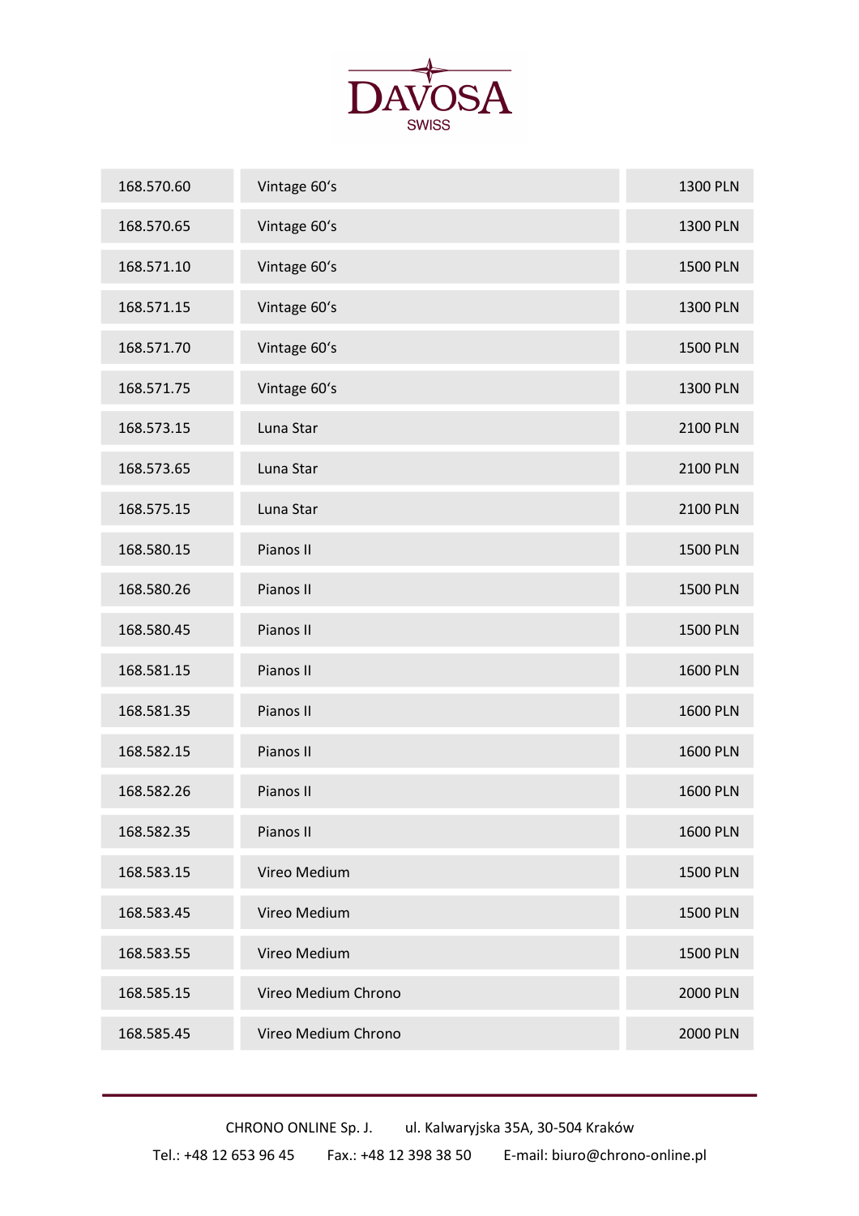# DAVOSA SWISS

| 168.570.60 | Vintage 60's | 1300 PLN |
|---|---|---|
| 168.570.65 | Vintage 60's | 1300 PLN |
| 168.571.10 | Vintage 60's | 1500 PLN |
| 168.571.15 | Vintage 60's | 1300 PLN |
| 168.571.70 | Vintage 60's | 1500 PLN |
| 168.571.75 | Vintage 60's | 1300 PLN |
| 168.573.15 | Luna Star | 2100 PLN |
| 168.573.65 | Luna Star | 2100 PLN |
| 168.575.15 | Luna Star | 2100 PLN |
| 168.580.15 | Pianos II | 1500 PLN |
| 168.580.26 | Pianos II | 1500 PLN |
| 168.580.45 | Pianos II | 1500 PLN |
| 168.581.15 | Pianos II | 1600 PLN |
| 168.581.35 | Pianos II | 1600 PLN |
| 168.582.15 | Pianos II | 1600 PLN |
| 168.582.26 | Pianos II | 1600 PLN |
| 168.582.35 | Pianos II | 1600 PLN |
| 168.583.15 | Vireo Medium | 1500 PLN |
| 168.583.45 | Vireo Medium | 1500 PLN |
| 168.583.55 | Vireo Medium | 1500 PLN |
| 168.585.15 | Vireo Medium Chrono | 2000 PLN |
| 168.585.45 | Vireo Medium Chrono | 2000 PLN |

CHRONO ONLINE Sp. J. ul. Kalwaryjska 35A, 30-504 Kraków

Tel.: +48 12 653 96 45 Fax.: +48 12 398 38 50 E-mail: biuro@chrono-online.pl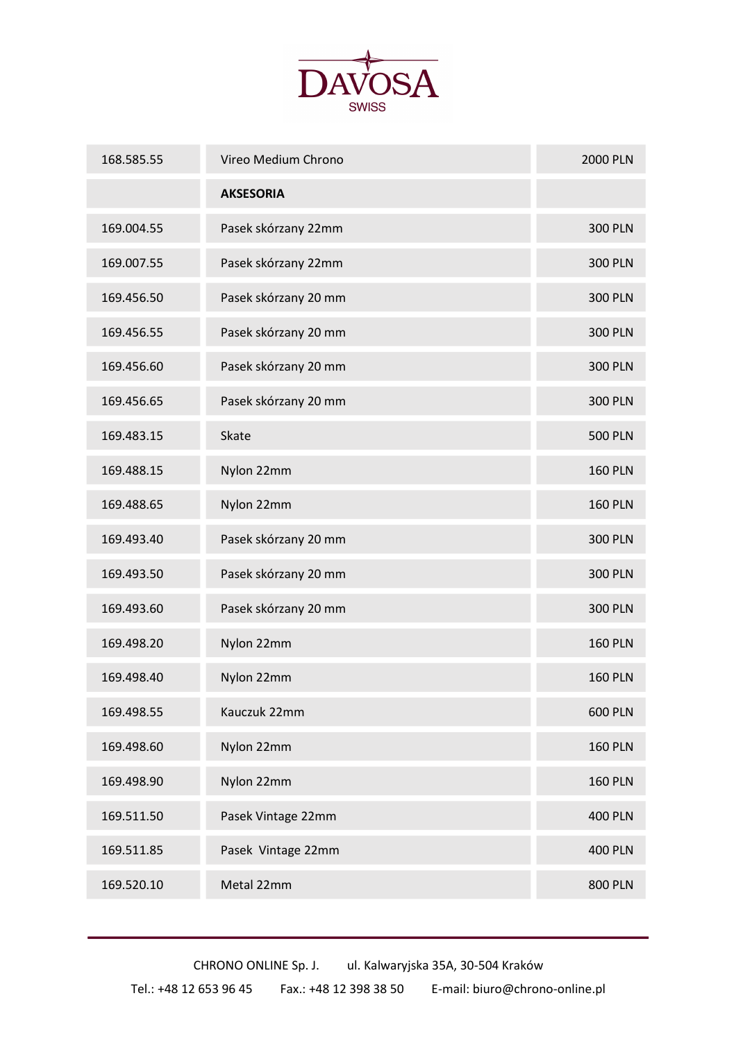DAVOSA SWISS

| | | |
|---|---|---|
| 168.585.55 | Vireo Medium Chrono | 2000 PLN |
| | **AKSESORIA** | |
| 169.004.55 | Pasek skórzany 22mm | 300 PLN |
| 169.007.55 | Pasek skórzany 22mm | 300 PLN |
| 169.456.50 | Pasek skórzany 20 mm | 300 PLN |
| 169.456.55 | Pasek skórzany 20 mm | 300 PLN |
| 169.456.60 | Pasek skórzany 20 mm | 300 PLN |
| 169.456.65 | Pasek skórzany 20 mm | 300 PLN |
| 169.483.15 | Skate | 500 PLN |
| 169.488.15 | Nylon 22mm | 160 PLN |
| 169.488.65 | Nylon 22mm | 160 PLN |
| 169.493.40 | Pasek skórzany 20 mm | 300 PLN |
| 169.493.50 | Pasek skórzany 20 mm | 300 PLN |
| 169.493.60 | Pasek skórzany 20 mm | 300 PLN |
| 169.498.20 | Nylon 22mm | 160 PLN |
| 169.498.40 | Nylon 22mm | 160 PLN |
| 169.498.55 | Kauczuk 22mm | 600 PLN |
| 169.498.60 | Nylon 22mm | 160 PLN |
| 169.498.90 | Nylon 22mm | 160 PLN |
| 169.511.50 | Pasek Vintage 22mm | 400 PLN |
| 169.511.85 | Pasek Vintage 22mm | 400 PLN |
| 169.520.10 | Metal 22mm | 800 PLN |

CHRONO ONLINE Sp. J. ul. Kalwaryjska 35A, 30-504 Kraków

Tel.: +48 12 653 96 45 Fax.: +48 12 398 38 50 E-mail: biuro@chrono-online.pl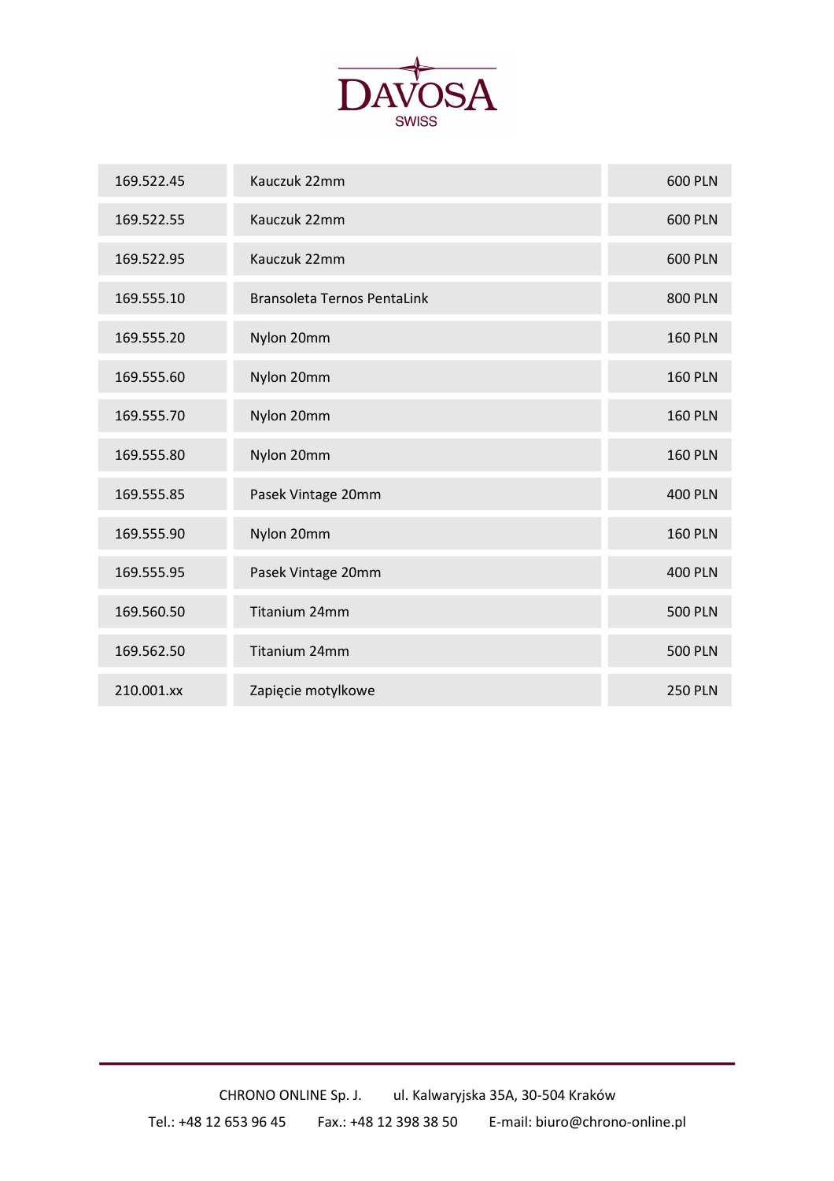DAVOSA
SWISS

| | | |
|---|---|---|
| 169.522.45 | Kauczuk 22mm | 600 PLN |
| 169.522.55 | Kauczuk 22mm | 600 PLN |
| 169.522.95 | Kauczuk 22mm | 600 PLN |
| 169.555.10 | Bransoleta Ternos PentaLink | 800 PLN |
| 169.555.20 | Nylon 20mm | 160 PLN |
| 169.555.60 | Nylon 20mm | 160 PLN |
| 169.555.70 | Nylon 20mm | 160 PLN |
| 169.555.80 | Nylon 20mm | 160 PLN |
| 169.555.85 | Pasek Vintage 20mm | 400 PLN |
| 169.555.90 | Nylon 20mm | 160 PLN |
| 169.555.95 | Pasek Vintage 20mm | 400 PLN |
| 169.560.50 | Titanium 24mm | 500 PLN |
| 169.562.50 | Titanium 24mm | 500 PLN |
| 210.001.xx | Zapięcie motylkowe | 250 PLN |

CHRONO ONLINE Sp. J. ul. Kalwaryjska 35A, 30-504 Kraków
Tel.: +48 12 653 96 45 Fax.: +48 12 398 38 50 E-mail: biuro@chrono-online.pl